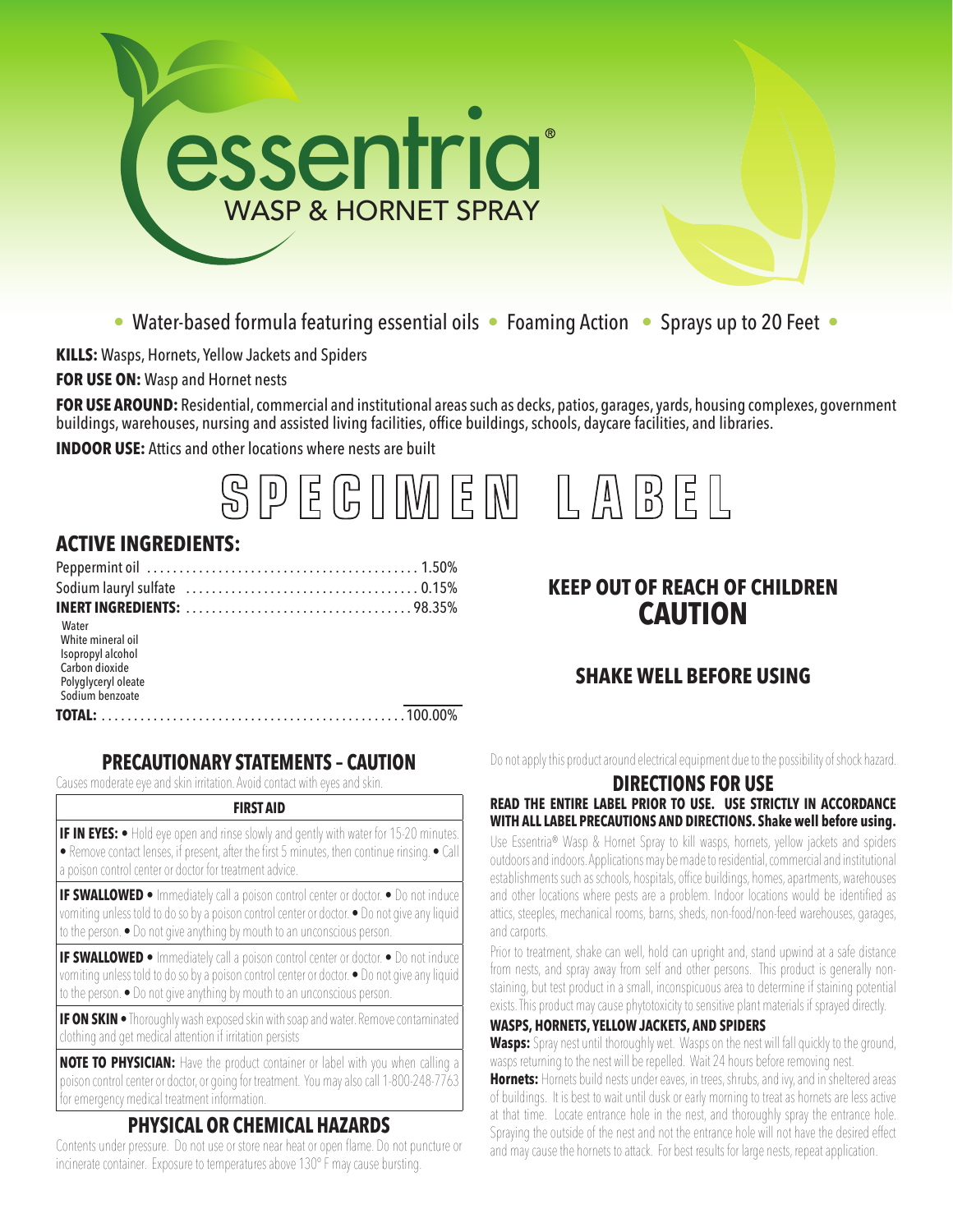# essentria®

## WASP & HORNET SPRAY

• Water-based formula featuring essential oils • Foaming Action • Sprays up to 20 Feet •

**KILLS:** Wasps, Hornets, Yellow Jackets and Spiders

**FOR USE ON:** Wasp and Hornet nests

**FOR USE AROUND:** Residential, commercial and institutional areas such as decks, patios, garages, yards, housing complexes, government buildings, warehouses, nursing and assisted living facilities, office buildings, schools, daycare facilities, and libraries.

**INDOOR USE:** Attics and other locations where nests are built

SPECIMEN LABEL

## ACTIVE INGREDIENTS:

| | |
|---|---|
| Peppermint oil | 1.50% |
| Sodium lauryl sulfate | 0.15% |
| **INERT INGREDIENTS:** | 98.35% |
| Water | |
| White mineral oil | |
| Isopropyl alcohol | |
| Carbon dioxide | |
| Polyglyceryl oleate | |
| Sodium benzoate | |
| **TOTAL:** | 100.00% |

## KEEP OUT OF REACH OF CHILDREN
# CAUTION

## SHAKE WELL BEFORE USING

## PRECAUTIONARY STATEMENTS – CAUTION

Causes moderate eye and skin irritation. Avoid contact with eyes and skin.

### FIRST AID

**IF IN EYES:** • Hold eye open and rinse slowly and gently with water for 15-20 minutes. • Remove contact lenses, if present, after the first 5 minutes, then continue rinsing. • Call a poison control center or doctor for treatment advice.

**IF SWALLOWED** • Immediately call a poison control center or doctor. • Do not induce vomiting unless told to do so by a poison control center or doctor. • Do not give any liquid to the person. • Do not give anything by mouth to an unconscious person.

**IF SWALLOWED** • Immediately call a poison control center or doctor. • Do not induce vomiting unless told to do so by a poison control center or doctor. • Do not give any liquid to the person. • Do not give anything by mouth to an unconscious person.

**IF ON SKIN** • Thoroughly wash exposed skin with soap and water. Remove contaminated clothing and get medical attention if irritation persists

**NOTE TO PHYSICIAN:** Have the product container or label with you when calling a poison control center or doctor, or going for treatment. You may also call 1-800-248-7763 for emergency medical treatment information.

## PHYSICAL OR CHEMICAL HAZARDS

Contents under pressure. Do not use or store near heat or open flame. Do not puncture or incinerate container. Exposure to temperatures above 130° F may cause bursting.

Do not apply this product around electrical equipment due to the possibility of shock hazard.

## DIRECTIONS FOR USE

**READ THE ENTIRE LABEL PRIOR TO USE. USE STRICTLY IN ACCORDANCE WITH ALL LABEL PRECAUTIONS AND DIRECTIONS. Shake well before using.**

Use Essentria® Wasp & Hornet Spray to kill wasps, hornets, yellow jackets and spiders outdoors and indoors. Applications may be made to residential, commercial and institutional establishments such as schools, hospitals, office buildings, homes, apartments, warehouses and other locations where pests are a problem. Indoor locations would be identified as attics, steeples, mechanical rooms, barns, sheds, non-food/non-feed warehouses, garages, and carports.

Prior to treatment, shake can well, hold can upright and, stand upwind at a safe distance from nests, and spray away from self and other persons. This product is generally non-staining, but test product in a small, inconspicuous area to determine if staining potential exists. This product may cause phytotoxicity to sensitive plant materials if sprayed directly.

### WASPS, HORNETS, YELLOW JACKETS, AND SPIDERS

**Wasps:** Spray nest until thoroughly wet. Wasps on the nest will fall quickly to the ground, wasps returning to the nest will be repelled. Wait 24 hours before removing nest.

**Hornets:** Hornets build nests under eaves, in trees, shrubs, and ivy, and in sheltered areas of buildings. It is best to wait until dusk or early morning to treat as hornets are less active at that time. Locate entrance hole in the nest, and thoroughly spray the entrance hole. Spraying the outside of the nest and not the entrance hole will not have the desired effect and may cause the hornets to attack. For best results for large nests, repeat application.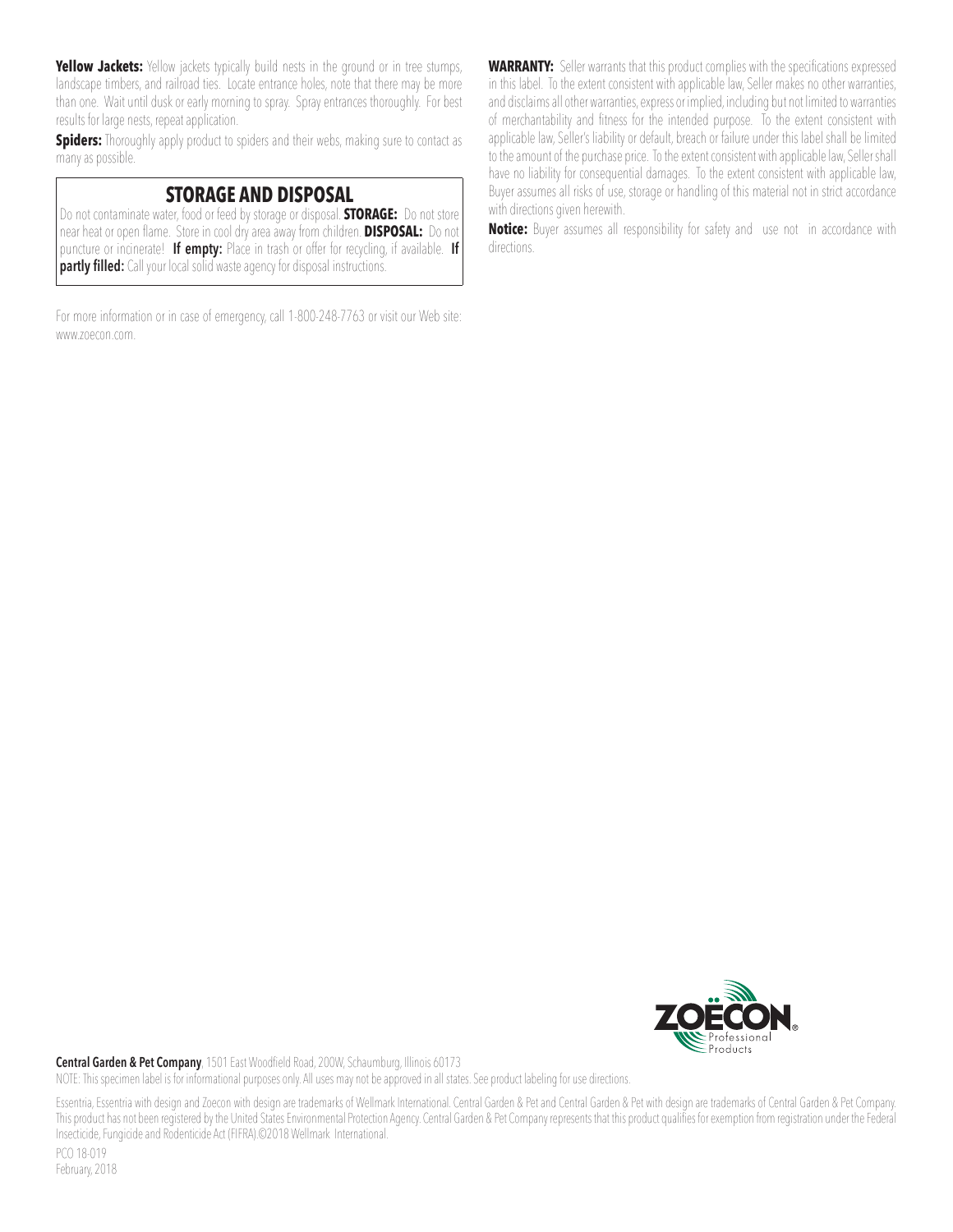**Yellow Jackets:** Yellow jackets typically build nests in the ground or in tree stumps, landscape timbers, and railroad ties. Locate entrance holes, note that there may be more than one. Wait until dusk or early morning to spray. Spray entrances thoroughly. For best results for large nests, repeat application.

**Spiders:** Thoroughly apply product to spiders and their webs, making sure to contact as many as possible.

## STORAGE AND DISPOSAL

Do not contaminate water, food or feed by storage or disposal. **STORAGE:** Do not store near heat or open flame. Store in cool dry area away from children. **DISPOSAL:** Do not puncture or incinerate! **If empty:** Place in trash or offer for recycling, if available. **If partly filled:** Call your local solid waste agency for disposal instructions.

For more information or in case of emergency, call 1-800-248-7763 or visit our Web site: www.zoecon.com.

**WARRANTY:** Seller warrants that this product complies with the specifications expressed in this label. To the extent consistent with applicable law, Seller makes no other warranties, and disclaims all other warranties, express or implied, including but not limited to warranties of merchantability and fitness for the intended purpose. To the extent consistent with applicable law, Seller's liability or default, breach or failure under this label shall be limited to the amount of the purchase price. To the extent consistent with applicable law, Seller shall have no liability for consequential damages. To the extent consistent with applicable law, Buyer assumes all risks of use, storage or handling of this material not in strict accordance with directions given herewith.

**Notice:** Buyer assumes all responsibility for safety and use not in accordance with directions.

ZOËCON® Professional Products

**Central Garden & Pet Company**, 1501 East Woodfield Road, 200W, Schaumburg, Illinois 60173

NOTE: This specimen label is for informational purposes only. All uses may not be approved in all states. See product labeling for use directions.

Essentria, Essentria with design and Zoecon with design are trademarks of Wellmark International. Central Garden & Pet and Central Garden & Pet with design are trademarks of Central Garden & Pet Company. This product has not been registered by the United States Environmental Protection Agency. Central Garden & Pet Company represents that this product qualifies for exemption from registration under the Federal Insecticide, Fungicide and Rodenticide Act (FIFRA). ©2018 Wellmark International.

PCO 18-019
February, 2018